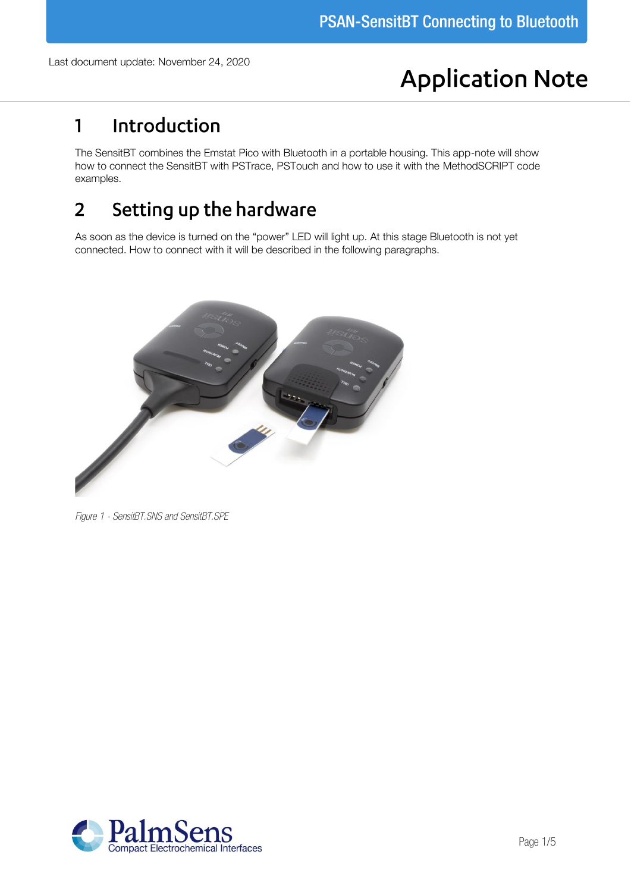Last document update: November 24, 2020

# Application Note

## 1 Introduction

The SensitBT combines the Emstat Pico with Bluetooth in a portable housing. This app-note will show how to connect the SensitBT with PSTrace, PSTouch and how to use it with the MethodSCRIPT code examples.

## 2 Setting up the hardware

As soon as the device is turned on the “power” LED will light up. At this stage Bluetooth is not yet connected. How to connect with it will be described in the following paragraphs.

*Figure 1 - SensitBT.SNS and SensitBT.SPE*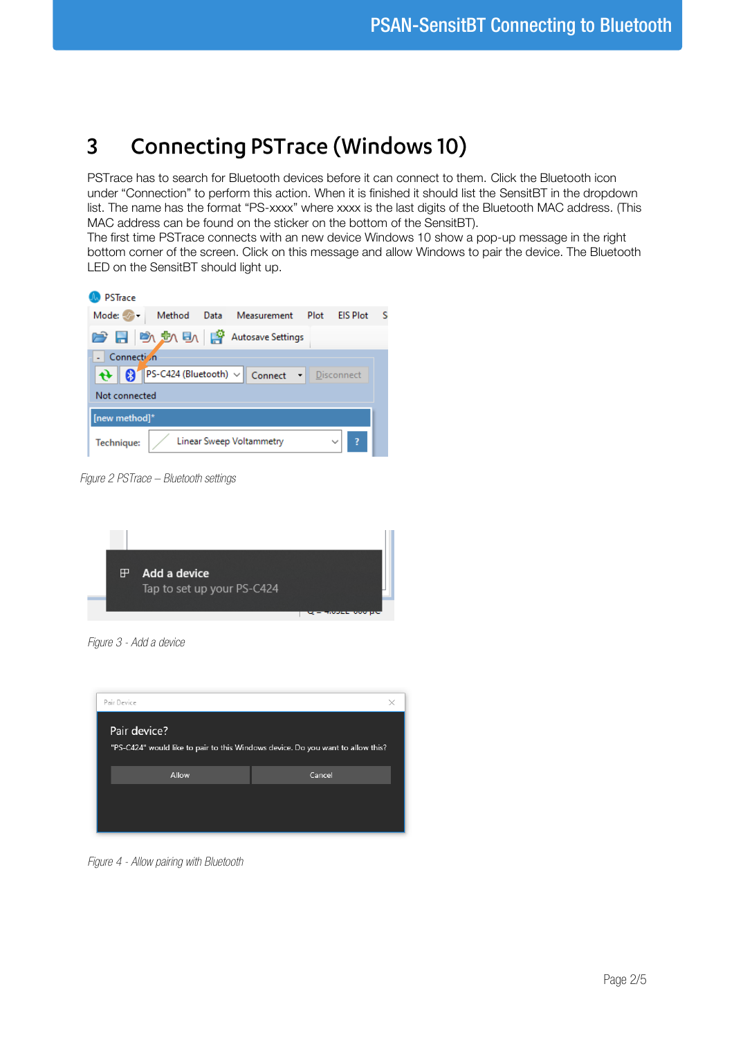# 3 Connecting PSTrace (Windows 10)

PSTrace has to search for Bluetooth devices before it can connect to them. Click the Bluetooth icon under “Connection” to perform this action. When it is finished it should list the SensitBT in the dropdown list. The name has the format “PS-xxxx” where xxxx is the last digits of the Bluetooth MAC address. (This MAC address can be found on the sticker on the bottom of the SensitBT).
The first time PSTrace connects with an new device Windows 10 show a pop-up message in the right bottom corner of the screen. Click on this message and allow Windows to pair the device. The Bluetooth LED on the SensitBT should light up.

*Figure 2 PSTrace – Bluetooth settings*

*Figure 3 - Add a device*

*Figure 4 - Allow pairing with Bluetooth*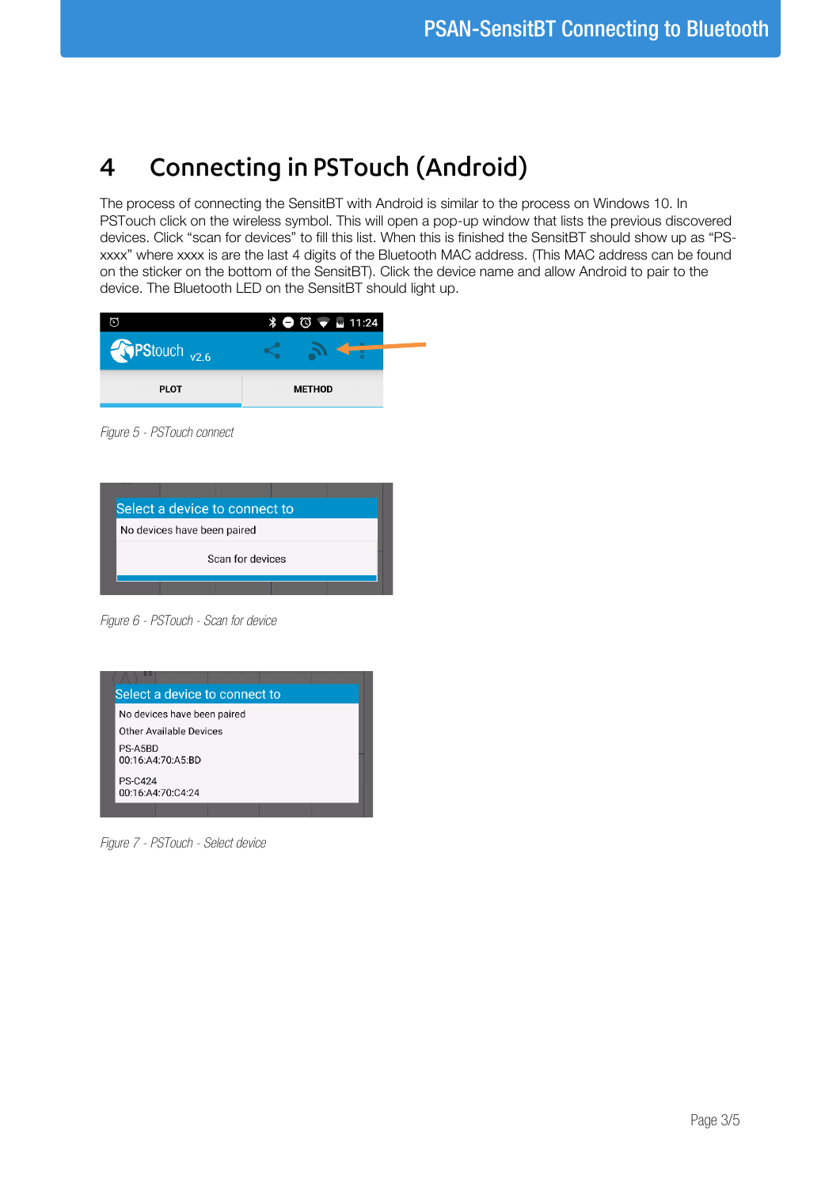# 4 Connecting in PSTouch (Android)

The process of connecting the SensitBT with Android is similar to the process on Windows 10. In PSTouch click on the wireless symbol. This will open a pop-up window that lists the previous discovered devices. Click “scan for devices” to fill this list. When this is finished the SensitBT should show up as “PS-xxxx” where xxxx is are the last 4 digits of the Bluetooth MAC address. (This MAC address can be found on the sticker on the bottom of the SensitBT). Click the device name and allow Android to pair to the device. The Bluetooth LED on the SensitBT should light up.

*Figure 5 - PSTouch connect*

*Figure 6 - PSTouch - Scan for device*

*Figure 7 - PSTouch - Select device*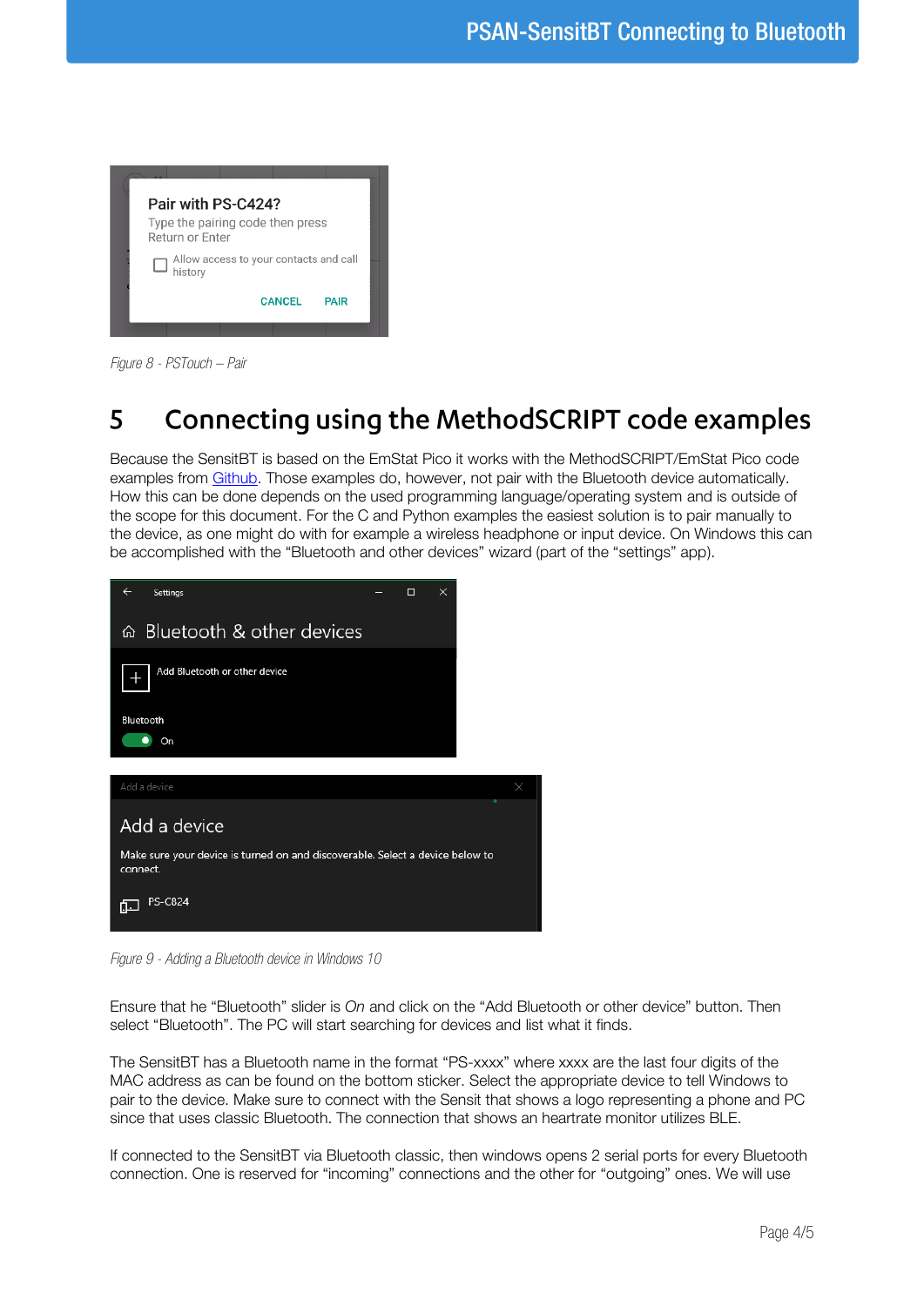Figure 8 - PSTouch – Pair

# 5 Connecting using the MethodSCRIPT code examples

Because the SensitBT is based on the EmStat Pico it works with the MethodSCRIPT/EmStat Pico code examples from Github. Those examples do, however, not pair with the Bluetooth device automatically. How this can be done depends on the used programming language/operating system and is outside of the scope for this document. For the C and Python examples the easiest solution is to pair manually to the device, as one might do with for example a wireless headphone or input device. On Windows this can be accomplished with the "Bluetooth and other devices" wizard (part of the "settings" app).

Figure 9 - Adding a Bluetooth device in Windows 10

Ensure that he "Bluetooth" slider is *On* and click on the "Add Bluetooth or other device" button. Then select "Bluetooth". The PC will start searching for devices and list what it finds.

The SensitBT has a Bluetooth name in the format "PS-xxxx" where xxxx are the last four digits of the MAC address as can be found on the bottom sticker. Select the appropriate device to tell Windows to pair to the device. Make sure to connect with the Sensit that shows a logo representing a phone and PC since that uses classic Bluetooth. The connection that shows an heartrate monitor utilizes BLE.

If connected to the SensitBT via Bluetooth classic, then windows opens 2 serial ports for every Bluetooth connection. One is reserved for "incoming" connections and the other for "outgoing" ones. We will use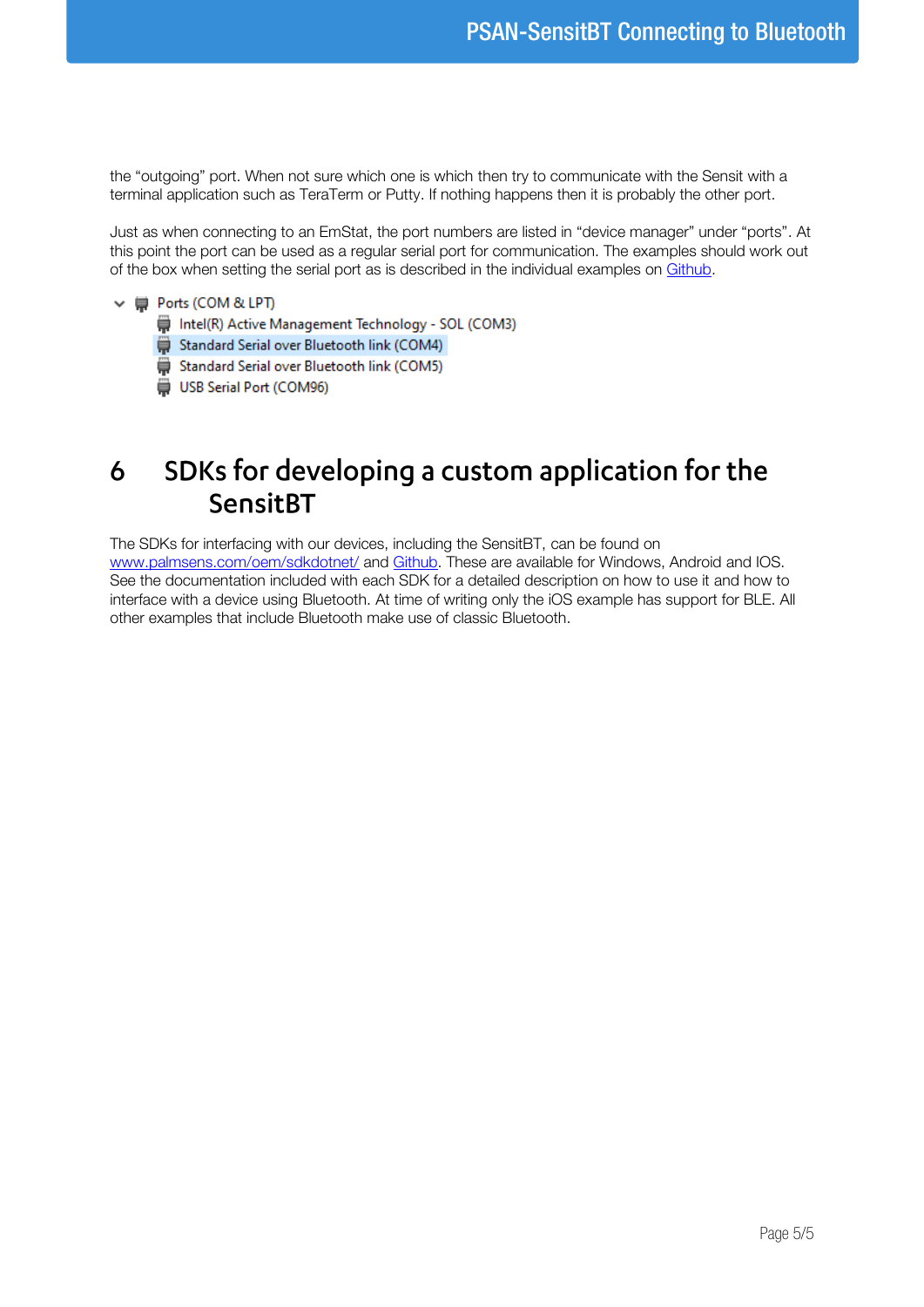the "outgoing" port. When not sure which one is which then try to communicate with the Sensit with a terminal application such as TeraTerm or Putty. If nothing happens then it is probably the other port.

Just as when connecting to an EmStat, the port numbers are listed in "device manager" under "ports". At this point the port can be used as a regular serial port for communication. The examples should work out of the box when setting the serial port as is described in the individual examples on [Github](Github).

Ports (COM & LPT)
- Intel(R) Active Management Technology - SOL (COM3)
- Standard Serial over Bluetooth link (COM4)
- Standard Serial over Bluetooth link (COM5)
- USB Serial Port (COM96)

# 6 SDKs for developing a custom application for the SensitBT

The SDKs for interfacing with our devices, including the SensitBT, can be found on [www.palmsens.com/oem/sdkdotnet/](www.palmsens.com/oem/sdkdotnet/) and [Github](Github). These are available for Windows, Android and IOS. See the documentation included with each SDK for a detailed description on how to use it and how to interface with a device using Bluetooth. At time of writing only the iOS example has support for BLE. All other examples that include Bluetooth make use of classic Bluetooth.